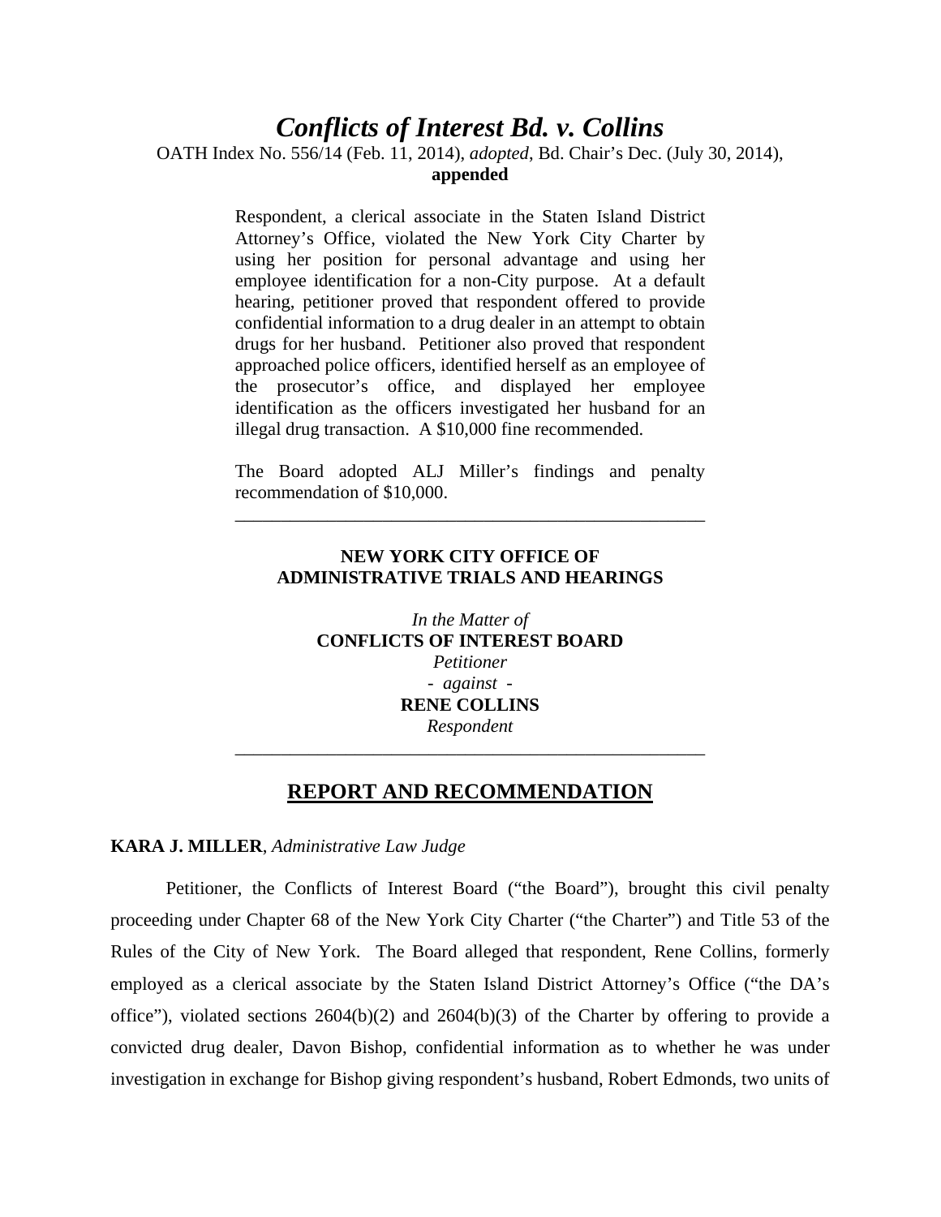# *Conflicts of Interest Bd. v. Collins*

OATH Index No. 556/14 (Feb. 11, 2014), *adopted*, Bd. Chair's Dec. (July 30, 2014), **appended**

Respondent, a clerical associate in the Staten Island District Attorney's Office, violated the New York City Charter by using her position for personal advantage and using her employee identification for a non-City purpose. At a default hearing, petitioner proved that respondent offered to provide confidential information to a drug dealer in an attempt to obtain drugs for her husband. Petitioner also proved that respondent approached police officers, identified herself as an employee of the prosecutor's office, and displayed her employee identification as the officers investigated her husband for an illegal drug transaction. A $10,000 fine recommended.

The Board adopted ALJ Miller's findings and penalty recommendation of $10,000.

---

**NEW YORK CITY OFFICE OF ADMINISTRATIVE TRIALS AND HEARINGS**

*In the Matter of*
**CONFLICTS OF INTEREST BOARD**
*Petitioner*
*- against -*
**RENE COLLINS**
*Respondent*

---

## REPORT AND RECOMMENDATION

**KARA J. MILLER**, *Administrative Law Judge*

Petitioner, the Conflicts of Interest Board ("the Board"), brought this civil penalty proceeding under Chapter 68 of the New York City Charter ("the Charter") and Title 53 of the Rules of the City of New York. The Board alleged that respondent, Rene Collins, formerly employed as a clerical associate by the Staten Island District Attorney's Office ("the DA's office"), violated sections 2604(b)(2) and 2604(b)(3) of the Charter by offering to provide a convicted drug dealer, Davon Bishop, confidential information as to whether he was under investigation in exchange for Bishop giving respondent's husband, Robert Edmonds, two units of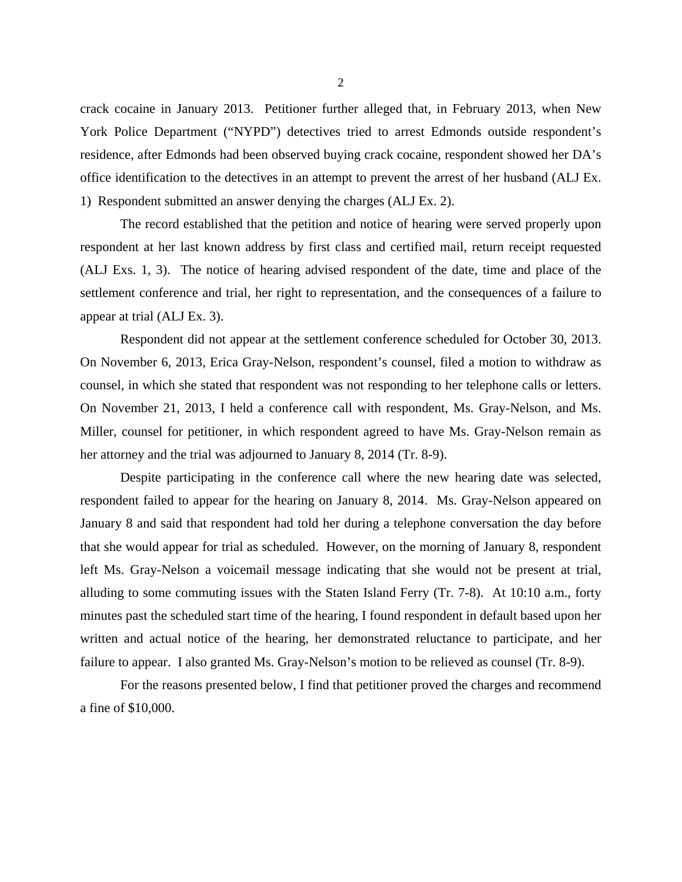crack cocaine in January 2013. Petitioner further alleged that, in February 2013, when New York Police Department ("NYPD") detectives tried to arrest Edmonds outside respondent's residence, after Edmonds had been observed buying crack cocaine, respondent showed her DA's office identification to the detectives in an attempt to prevent the arrest of her husband (ALJ Ex. 1) Respondent submitted an answer denying the charges (ALJ Ex. 2).

The record established that the petition and notice of hearing were served properly upon respondent at her last known address by first class and certified mail, return receipt requested (ALJ Exs. 1, 3). The notice of hearing advised respondent of the date, time and place of the settlement conference and trial, her right to representation, and the consequences of a failure to appear at trial (ALJ Ex. 3).

Respondent did not appear at the settlement conference scheduled for October 30, 2013. On November 6, 2013, Erica Gray-Nelson, respondent's counsel, filed a motion to withdraw as counsel, in which she stated that respondent was not responding to her telephone calls or letters. On November 21, 2013, I held a conference call with respondent, Ms. Gray-Nelson, and Ms. Miller, counsel for petitioner, in which respondent agreed to have Ms. Gray-Nelson remain as her attorney and the trial was adjourned to January 8, 2014 (Tr. 8-9).

Despite participating in the conference call where the new hearing date was selected, respondent failed to appear for the hearing on January 8, 2014. Ms. Gray-Nelson appeared on January 8 and said that respondent had told her during a telephone conversation the day before that she would appear for trial as scheduled. However, on the morning of January 8, respondent left Ms. Gray-Nelson a voicemail message indicating that she would not be present at trial, alluding to some commuting issues with the Staten Island Ferry (Tr. 7-8). At 10:10 a.m., forty minutes past the scheduled start time of the hearing, I found respondent in default based upon her written and actual notice of the hearing, her demonstrated reluctance to participate, and her failure to appear. I also granted Ms. Gray-Nelson's motion to be relieved as counsel (Tr. 8-9).

For the reasons presented below, I find that petitioner proved the charges and recommend a fine of $10,000.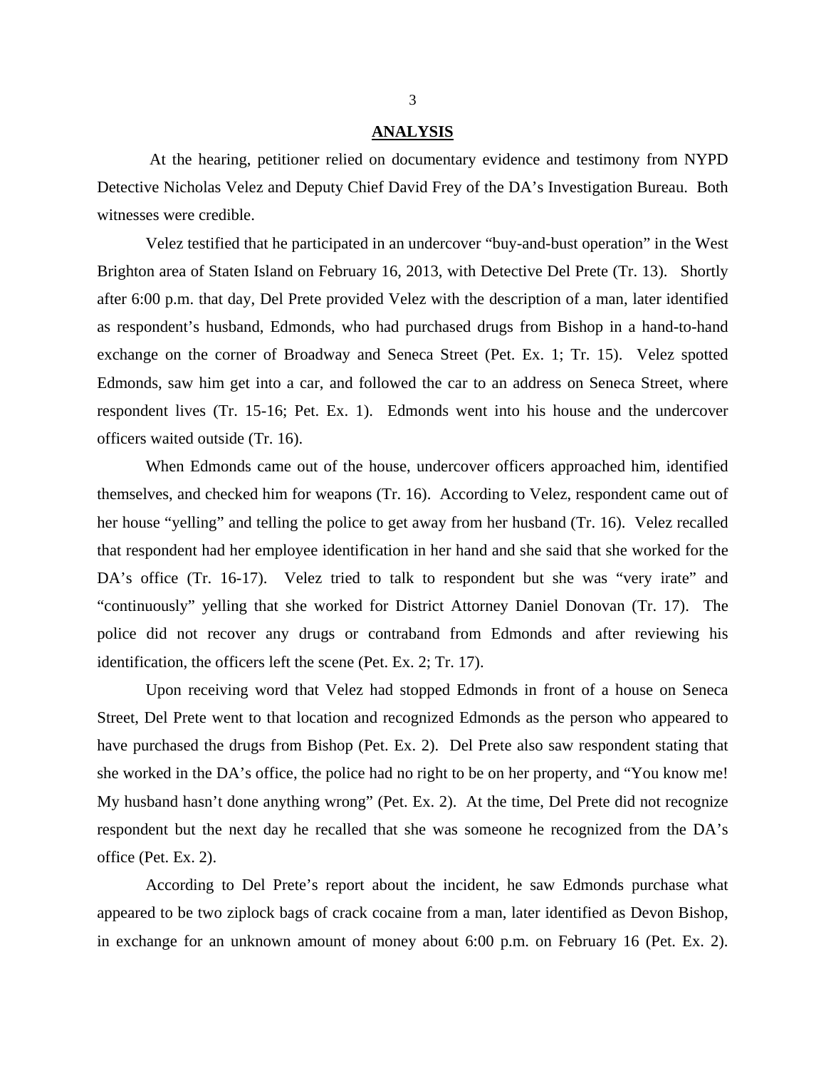## ANALYSIS

At the hearing, petitioner relied on documentary evidence and testimony from NYPD Detective Nicholas Velez and Deputy Chief David Frey of the DA's Investigation Bureau. Both witnesses were credible.

Velez testified that he participated in an undercover "buy-and-bust operation" in the West Brighton area of Staten Island on February 16, 2013, with Detective Del Prete (Tr. 13). Shortly after 6:00 p.m. that day, Del Prete provided Velez with the description of a man, later identified as respondent's husband, Edmonds, who had purchased drugs from Bishop in a hand-to-hand exchange on the corner of Broadway and Seneca Street (Pet. Ex. 1; Tr. 15). Velez spotted Edmonds, saw him get into a car, and followed the car to an address on Seneca Street, where respondent lives (Tr. 15-16; Pet. Ex. 1). Edmonds went into his house and the undercover officers waited outside (Tr. 16).

When Edmonds came out of the house, undercover officers approached him, identified themselves, and checked him for weapons (Tr. 16). According to Velez, respondent came out of her house "yelling" and telling the police to get away from her husband (Tr. 16). Velez recalled that respondent had her employee identification in her hand and she said that she worked for the DA's office (Tr. 16-17). Velez tried to talk to respondent but she was "very irate" and "continuously" yelling that she worked for District Attorney Daniel Donovan (Tr. 17). The police did not recover any drugs or contraband from Edmonds and after reviewing his identification, the officers left the scene (Pet. Ex. 2; Tr. 17).

Upon receiving word that Velez had stopped Edmonds in front of a house on Seneca Street, Del Prete went to that location and recognized Edmonds as the person who appeared to have purchased the drugs from Bishop (Pet. Ex. 2). Del Prete also saw respondent stating that she worked in the DA's office, the police had no right to be on her property, and "You know me! My husband hasn't done anything wrong" (Pet. Ex. 2). At the time, Del Prete did not recognize respondent but the next day he recalled that she was someone he recognized from the DA's office (Pet. Ex. 2).

According to Del Prete's report about the incident, he saw Edmonds purchase what appeared to be two ziplock bags of crack cocaine from a man, later identified as Devon Bishop, in exchange for an unknown amount of money about 6:00 p.m. on February 16 (Pet. Ex. 2).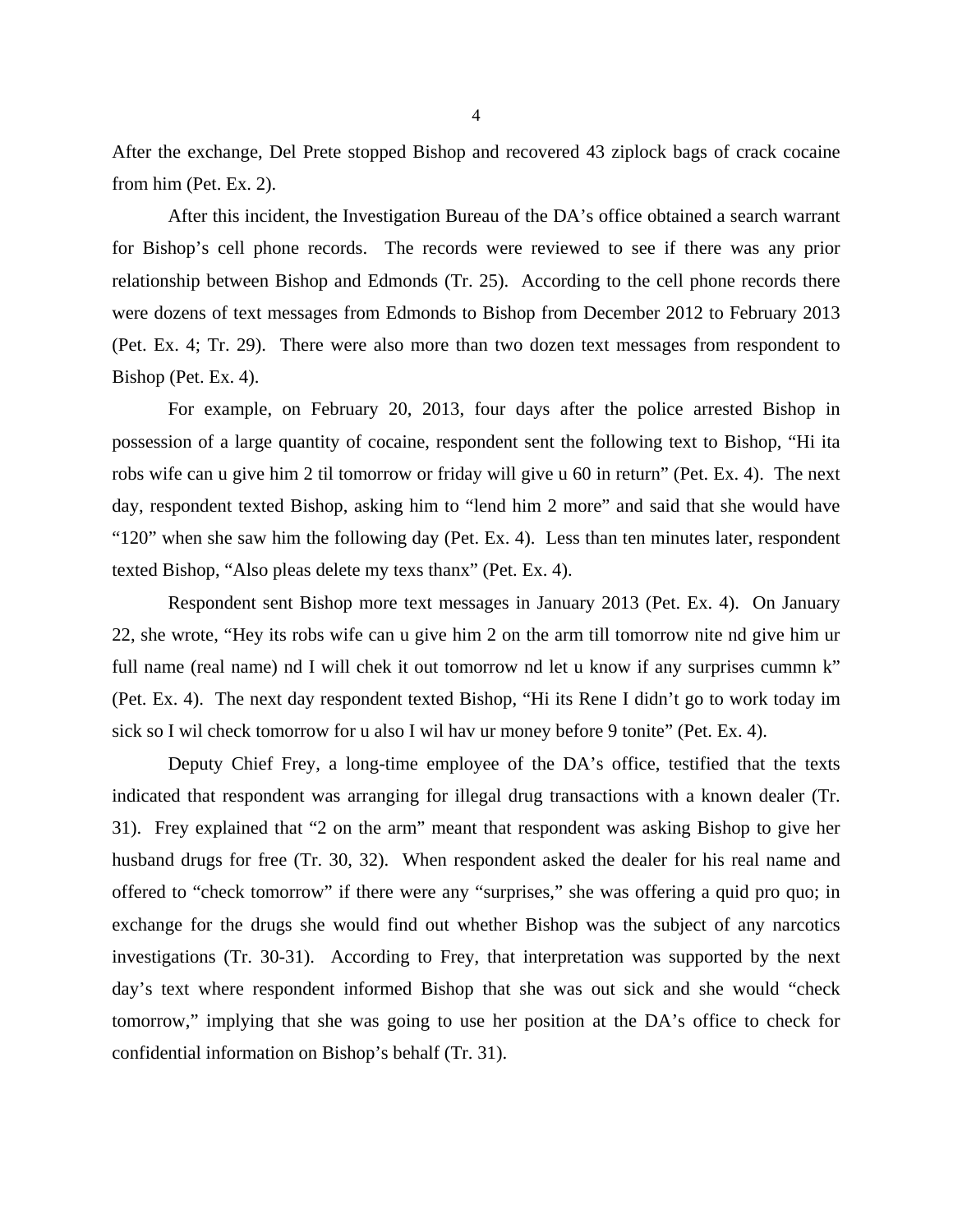After the exchange, Del Prete stopped Bishop and recovered 43 ziplock bags of crack cocaine from him (Pet. Ex. 2).

After this incident, the Investigation Bureau of the DA's office obtained a search warrant for Bishop's cell phone records. The records were reviewed to see if there was any prior relationship between Bishop and Edmonds (Tr. 25). According to the cell phone records there were dozens of text messages from Edmonds to Bishop from December 2012 to February 2013 (Pet. Ex. 4; Tr. 29). There were also more than two dozen text messages from respondent to Bishop (Pet. Ex. 4).

For example, on February 20, 2013, four days after the police arrested Bishop in possession of a large quantity of cocaine, respondent sent the following text to Bishop, "Hi ita robs wife can u give him 2 til tomorrow or friday will give u 60 in return" (Pet. Ex. 4). The next day, respondent texted Bishop, asking him to "lend him 2 more" and said that she would have "120" when she saw him the following day (Pet. Ex. 4). Less than ten minutes later, respondent texted Bishop, "Also pleas delete my texs thanx" (Pet. Ex. 4).

Respondent sent Bishop more text messages in January 2013 (Pet. Ex. 4). On January 22, she wrote, "Hey its robs wife can u give him 2 on the arm till tomorrow nite nd give him ur full name (real name) nd I will chek it out tomorrow nd let u know if any surprises cummn k" (Pet. Ex. 4). The next day respondent texted Bishop, "Hi its Rene I didn't go to work today im sick so I wil check tomorrow for u also I wil hav ur money before 9 tonite" (Pet. Ex. 4).

Deputy Chief Frey, a long-time employee of the DA's office, testified that the texts indicated that respondent was arranging for illegal drug transactions with a known dealer (Tr. 31). Frey explained that "2 on the arm" meant that respondent was asking Bishop to give her husband drugs for free (Tr. 30, 32). When respondent asked the dealer for his real name and offered to "check tomorrow" if there were any "surprises," she was offering a quid pro quo; in exchange for the drugs she would find out whether Bishop was the subject of any narcotics investigations (Tr. 30-31). According to Frey, that interpretation was supported by the next day's text where respondent informed Bishop that she was out sick and she would "check tomorrow," implying that she was going to use her position at the DA's office to check for confidential information on Bishop's behalf (Tr. 31).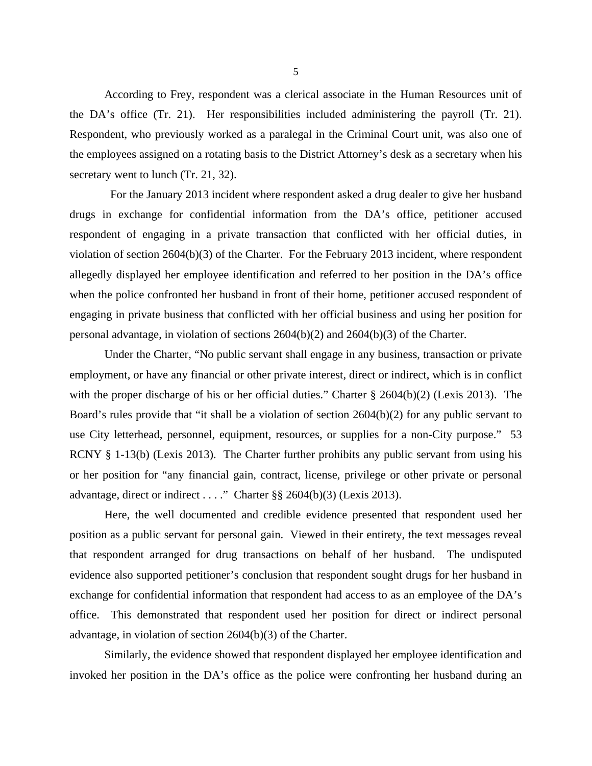According to Frey, respondent was a clerical associate in the Human Resources unit of the DA's office (Tr. 21). Her responsibilities included administering the payroll (Tr. 21). Respondent, who previously worked as a paralegal in the Criminal Court unit, was also one of the employees assigned on a rotating basis to the District Attorney's desk as a secretary when his secretary went to lunch (Tr. 21, 32).

For the January 2013 incident where respondent asked a drug dealer to give her husband drugs in exchange for confidential information from the DA's office, petitioner accused respondent of engaging in a private transaction that conflicted with her official duties, in violation of section 2604(b)(3) of the Charter. For the February 2013 incident, where respondent allegedly displayed her employee identification and referred to her position in the DA's office when the police confronted her husband in front of their home, petitioner accused respondent of engaging in private business that conflicted with her official business and using her position for personal advantage, in violation of sections 2604(b)(2) and 2604(b)(3) of the Charter.

Under the Charter, "No public servant shall engage in any business, transaction or private employment, or have any financial or other private interest, direct or indirect, which is in conflict with the proper discharge of his or her official duties." Charter § 2604(b)(2) (Lexis 2013). The Board's rules provide that "it shall be a violation of section 2604(b)(2) for any public servant to use City letterhead, personnel, equipment, resources, or supplies for a non-City purpose." 53 RCNY § 1-13(b) (Lexis 2013). The Charter further prohibits any public servant from using his or her position for "any financial gain, contract, license, privilege or other private or personal advantage, direct or indirect . . . ." Charter §§ 2604(b)(3) (Lexis 2013).

Here, the well documented and credible evidence presented that respondent used her position as a public servant for personal gain. Viewed in their entirety, the text messages reveal that respondent arranged for drug transactions on behalf of her husband. The undisputed evidence also supported petitioner's conclusion that respondent sought drugs for her husband in exchange for confidential information that respondent had access to as an employee of the DA's office. This demonstrated that respondent used her position for direct or indirect personal advantage, in violation of section 2604(b)(3) of the Charter.

Similarly, the evidence showed that respondent displayed her employee identification and invoked her position in the DA's office as the police were confronting her husband during an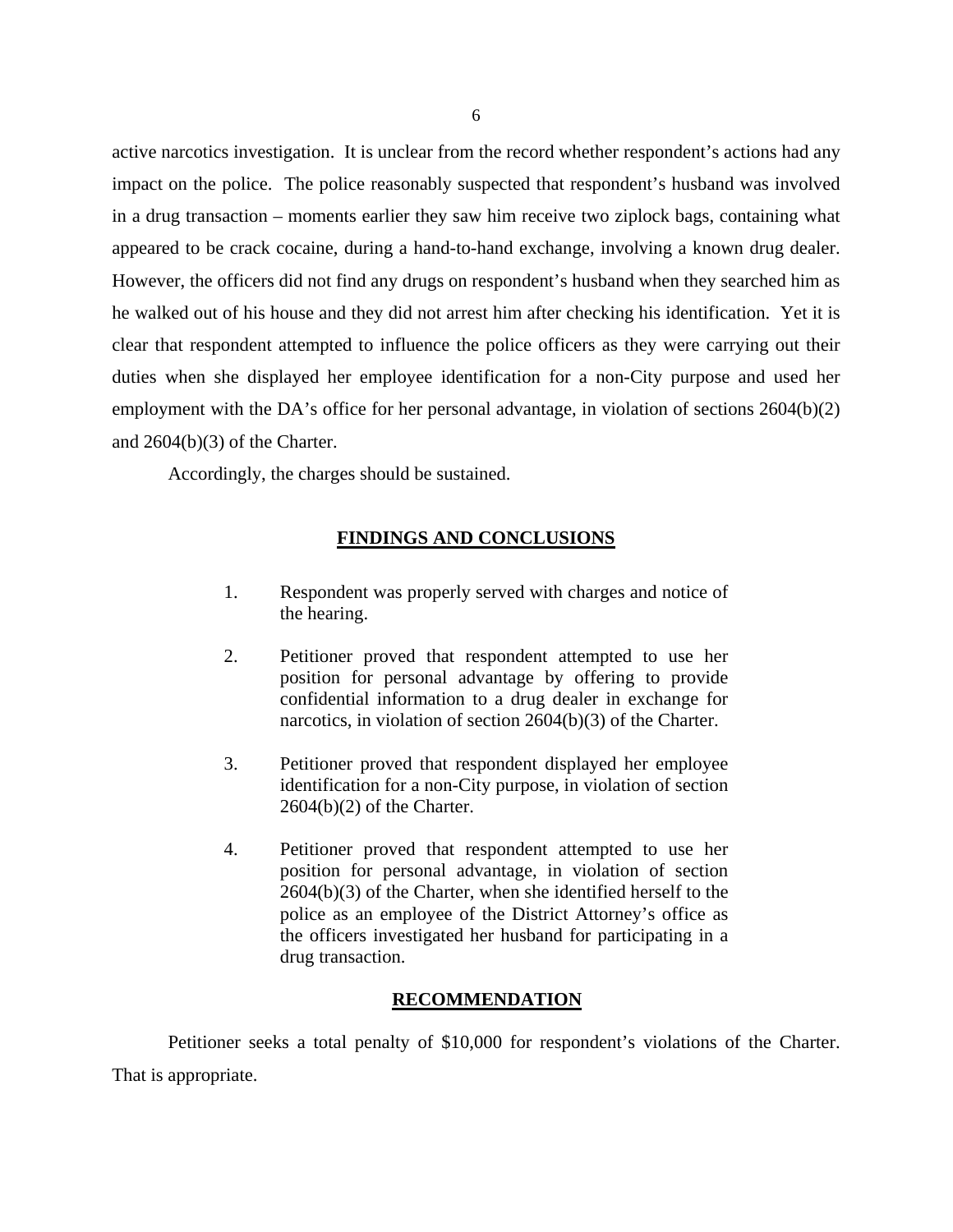active narcotics investigation. It is unclear from the record whether respondent's actions had any impact on the police. The police reasonably suspected that respondent's husband was involved in a drug transaction – moments earlier they saw him receive two ziplock bags, containing what appeared to be crack cocaine, during a hand-to-hand exchange, involving a known drug dealer. However, the officers did not find any drugs on respondent's husband when they searched him as he walked out of his house and they did not arrest him after checking his identification. Yet it is clear that respondent attempted to influence the police officers as they were carrying out their duties when she displayed her employee identification for a non-City purpose and used her employment with the DA's office for her personal advantage, in violation of sections 2604(b)(2) and 2604(b)(3) of the Charter.

Accordingly, the charges should be sustained.

## FINDINGS AND CONCLUSIONS

1. Respondent was properly served with charges and notice of the hearing.

2. Petitioner proved that respondent attempted to use her position for personal advantage by offering to provide confidential information to a drug dealer in exchange for narcotics, in violation of section 2604(b)(3) of the Charter.

3. Petitioner proved that respondent displayed her employee identification for a non-City purpose, in violation of section 2604(b)(2) of the Charter.

4. Petitioner proved that respondent attempted to use her position for personal advantage, in violation of section 2604(b)(3) of the Charter, when she identified herself to the police as an employee of the District Attorney's office as the officers investigated her husband for participating in a drug transaction.

## RECOMMENDATION

Petitioner seeks a total penalty of $10,000 for respondent's violations of the Charter. That is appropriate.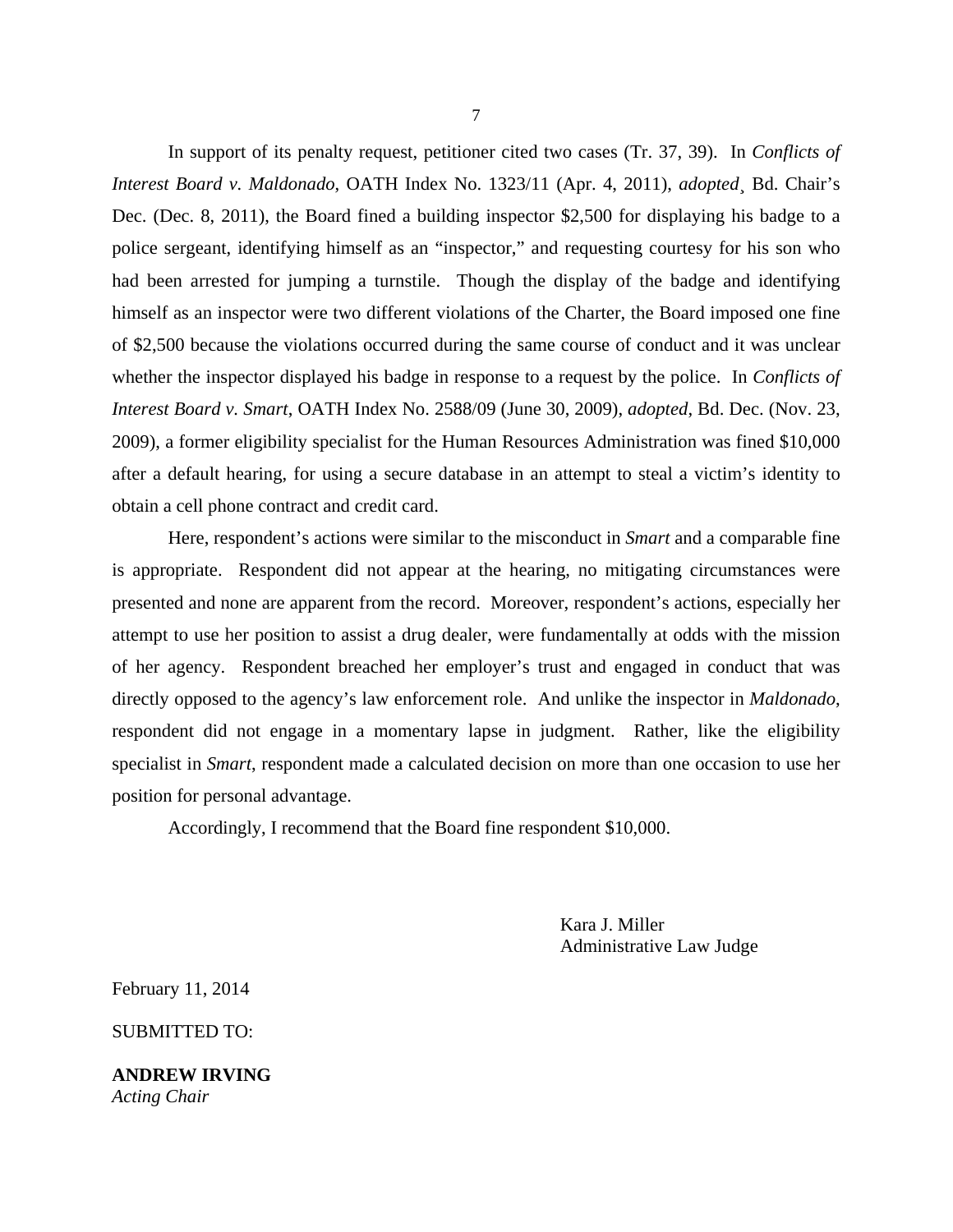In support of its penalty request, petitioner cited two cases (Tr. 37, 39). In *Conflicts of Interest Board v. Maldonado*, OATH Index No. 1323/11 (Apr. 4, 2011), *adopted*¸ Bd. Chair's Dec. (Dec. 8, 2011), the Board fined a building inspector $2,500 for displaying his badge to a police sergeant, identifying himself as an "inspector," and requesting courtesy for his son who had been arrested for jumping a turnstile. Though the display of the badge and identifying himself as an inspector were two different violations of the Charter, the Board imposed one fine of $2,500 because the violations occurred during the same course of conduct and it was unclear whether the inspector displayed his badge in response to a request by the police. In *Conflicts of Interest Board v. Smart*, OATH Index No. 2588/09 (June 30, 2009), *adopted*, Bd. Dec. (Nov. 23, 2009), a former eligibility specialist for the Human Resources Administration was fined $10,000 after a default hearing, for using a secure database in an attempt to steal a victim's identity to obtain a cell phone contract and credit card.

Here, respondent's actions were similar to the misconduct in *Smart* and a comparable fine is appropriate. Respondent did not appear at the hearing, no mitigating circumstances were presented and none are apparent from the record. Moreover, respondent's actions, especially her attempt to use her position to assist a drug dealer, were fundamentally at odds with the mission of her agency. Respondent breached her employer's trust and engaged in conduct that was directly opposed to the agency's law enforcement role. And unlike the inspector in *Maldonado*, respondent did not engage in a momentary lapse in judgment. Rather, like the eligibility specialist in *Smart*, respondent made a calculated decision on more than one occasion to use her position for personal advantage.

Accordingly, I recommend that the Board fine respondent $10,000.

Kara J. Miller
Administrative Law Judge

February 11, 2014

SUBMITTED TO:

**ANDREW IRVING**
*Acting Chair*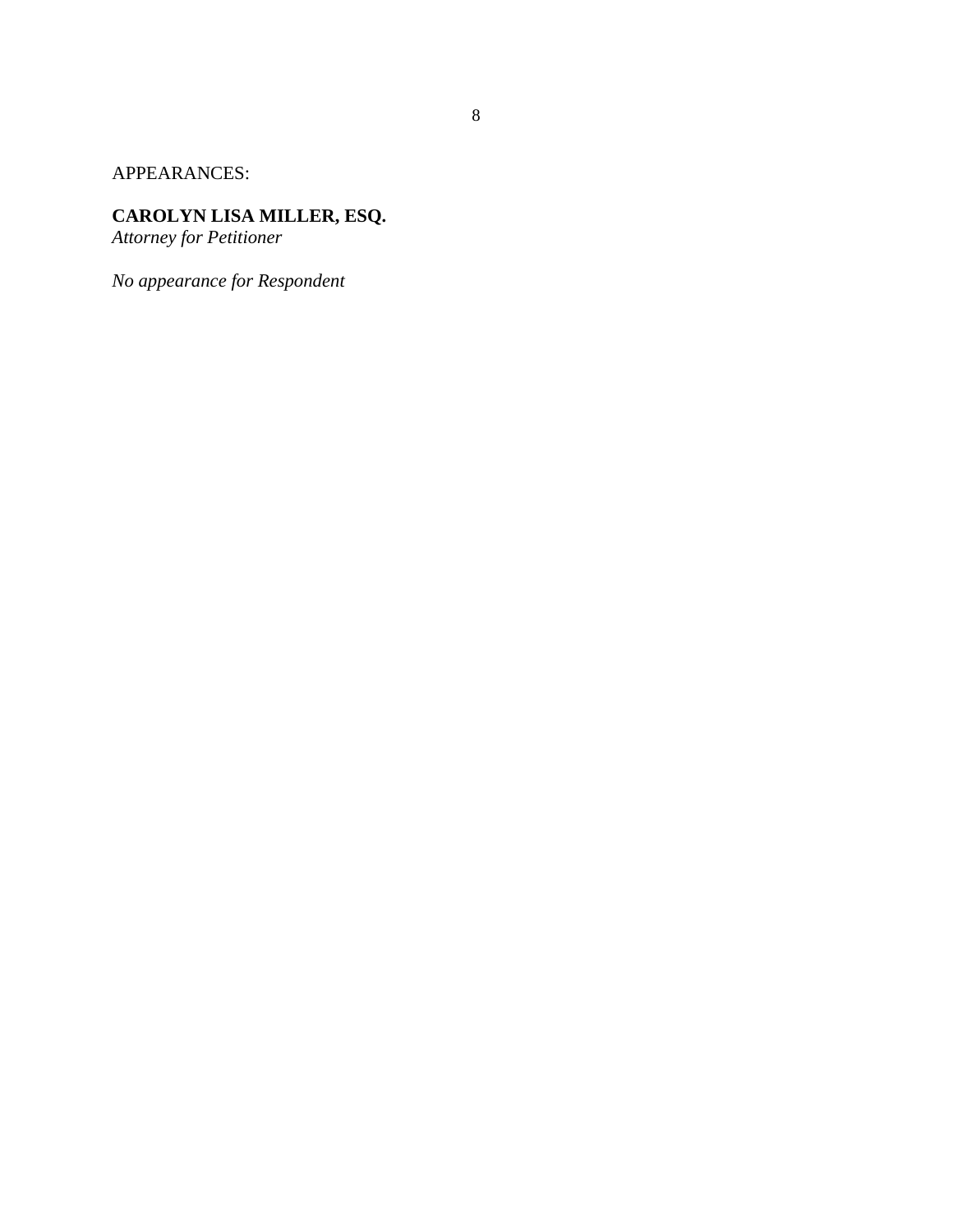APPEARANCES:

**CAROLYN LISA MILLER, ESQ.**
*Attorney for Petitioner*

*No appearance for Respondent*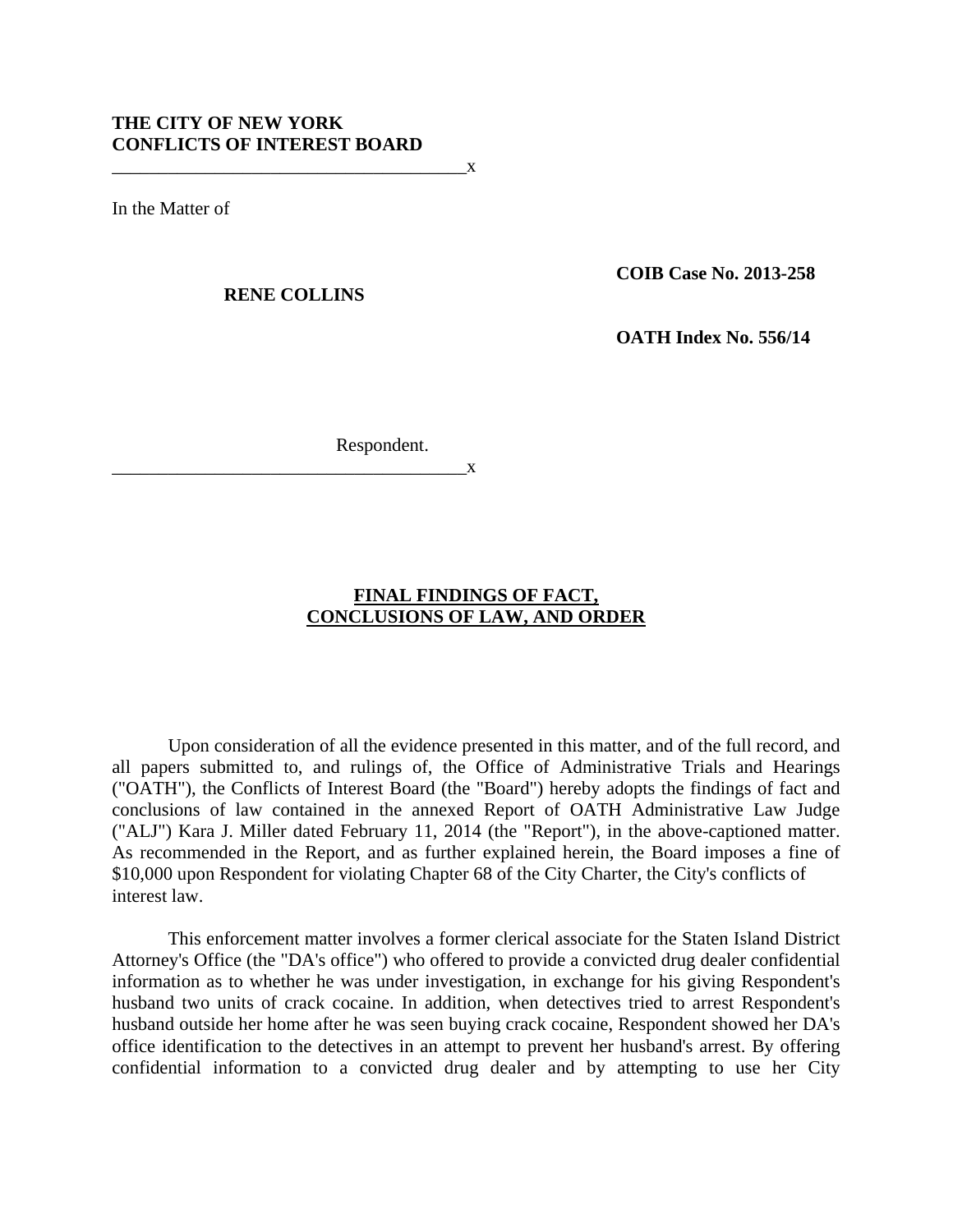**THE CITY OF NEW YORK**
**CONFLICTS OF INTEREST BOARD**

---

In the Matter of

**RENE COLLINS**

**COIB Case No. 2013-258**

**OATH Index No. 556/14**

Respondent.

---

## FINAL FINDINGS OF FACT, CONCLUSIONS OF LAW, AND ORDER

Upon consideration of all the evidence presented in this matter, and of the full record, and all papers submitted to, and rulings of, the Office of Administrative Trials and Hearings ("OATH"), the Conflicts of Interest Board (the "Board") hereby adopts the findings of fact and conclusions of law contained in the annexed Report of OATH Administrative Law Judge ("ALJ") Kara J. Miller dated February 11, 2014 (the "Report"), in the above-captioned matter. As recommended in the Report, and as further explained herein, the Board imposes a fine of $10,000 upon Respondent for violating Chapter 68 of the City Charter, the City's conflicts of interest law.

This enforcement matter involves a former clerical associate for the Staten Island District Attorney's Office (the "DA's office") who offered to provide a convicted drug dealer confidential information as to whether he was under investigation, in exchange for his giving Respondent's husband two units of crack cocaine. In addition, when detectives tried to arrest Respondent's husband outside her home after he was seen buying crack cocaine, Respondent showed her DA's office identification to the detectives in an attempt to prevent her husband's arrest. By offering confidential information to a convicted drug dealer and by attempting to use her City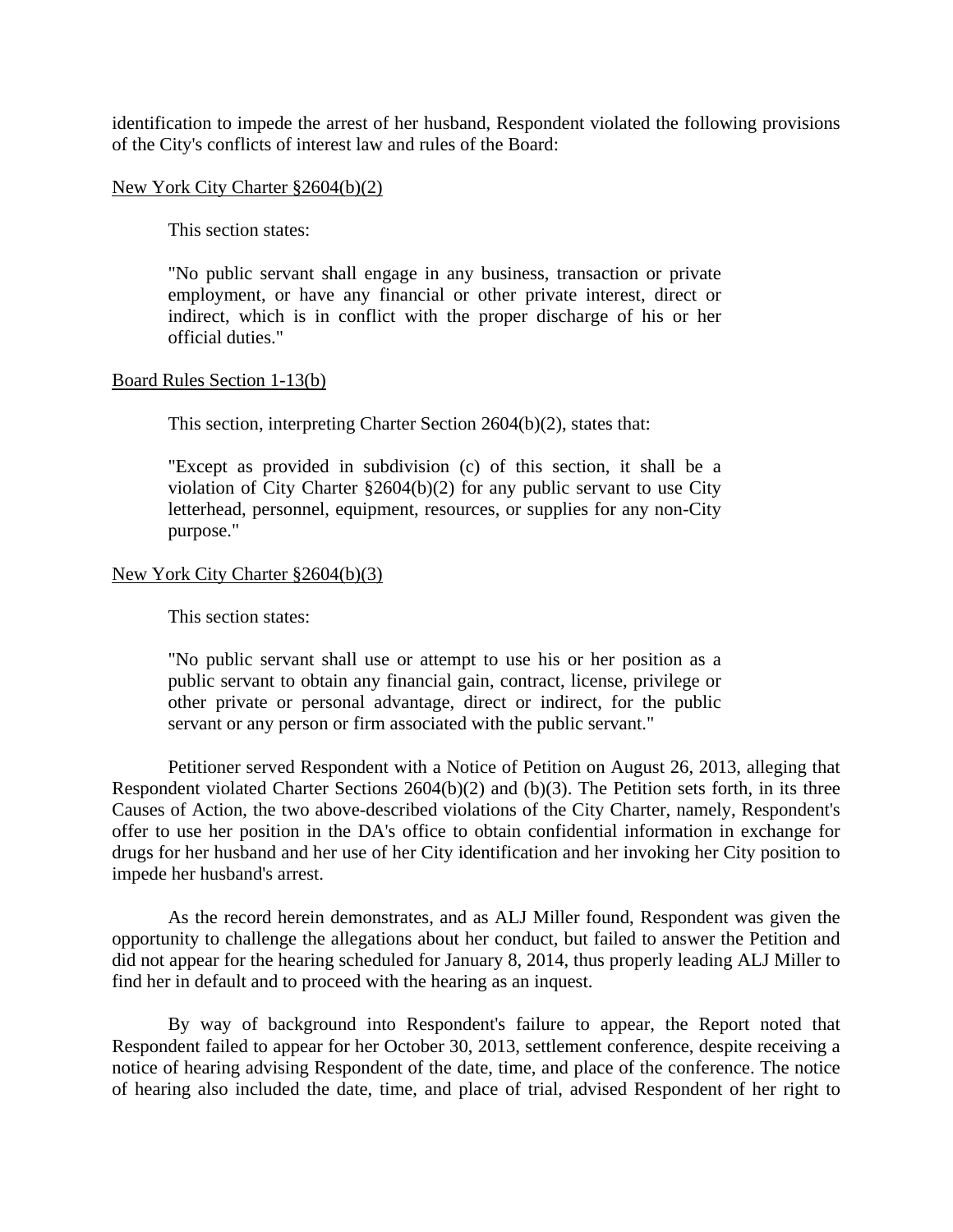identification to impede the arrest of her husband, Respondent violated the following provisions of the City's conflicts of interest law and rules of the Board:

New York City Charter §2604(b)(2)

This section states:

> "No public servant shall engage in any business, transaction or private employment, or have any financial or other private interest, direct or indirect, which is in conflict with the proper discharge of his or her official duties."

Board Rules Section 1-13(b)

This section, interpreting Charter Section 2604(b)(2), states that:

> "Except as provided in subdivision (c) of this section, it shall be a violation of City Charter §2604(b)(2) for any public servant to use City letterhead, personnel, equipment, resources, or supplies for any non-City purpose."

New York City Charter §2604(b)(3)

This section states:

> "No public servant shall use or attempt to use his or her position as a public servant to obtain any financial gain, contract, license, privilege or other private or personal advantage, direct or indirect, for the public servant or any person or firm associated with the public servant."

Petitioner served Respondent with a Notice of Petition on August 26, 2013, alleging that Respondent violated Charter Sections 2604(b)(2) and (b)(3). The Petition sets forth, in its three Causes of Action, the two above-described violations of the City Charter, namely, Respondent's offer to use her position in the DA's office to obtain confidential information in exchange for drugs for her husband and her use of her City identification and her invoking her City position to impede her husband's arrest.

As the record herein demonstrates, and as ALJ Miller found, Respondent was given the opportunity to challenge the allegations about her conduct, but failed to answer the Petition and did not appear for the hearing scheduled for January 8, 2014, thus properly leading ALJ Miller to find her in default and to proceed with the hearing as an inquest.

By way of background into Respondent's failure to appear, the Report noted that Respondent failed to appear for her October 30, 2013, settlement conference, despite receiving a notice of hearing advising Respondent of the date, time, and place of the conference. The notice of hearing also included the date, time, and place of trial, advised Respondent of her right to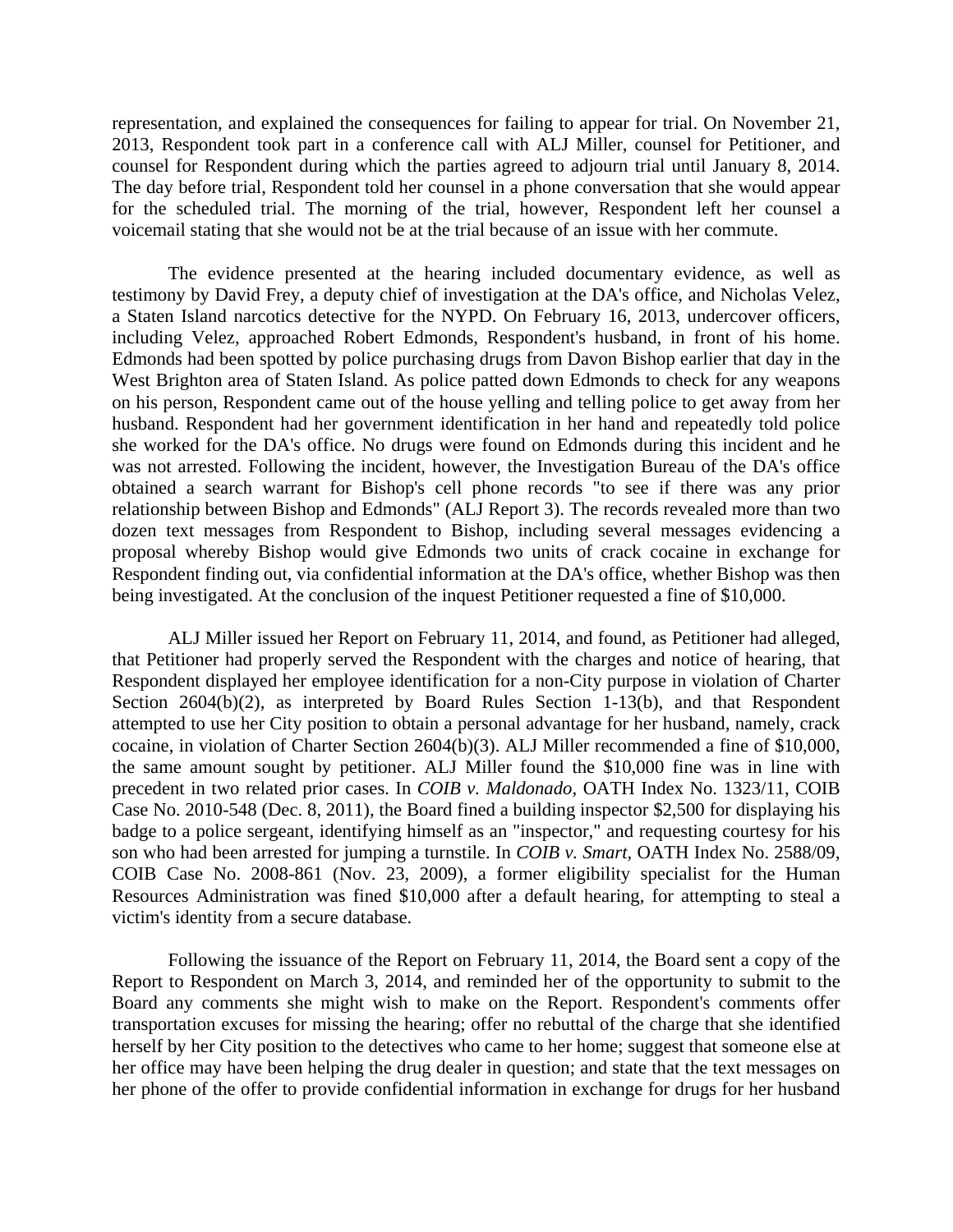representation, and explained the consequences for failing to appear for trial. On November 21, 2013, Respondent took part in a conference call with ALJ Miller, counsel for Petitioner, and counsel for Respondent during which the parties agreed to adjourn trial until January 8, 2014. The day before trial, Respondent told her counsel in a phone conversation that she would appear for the scheduled trial. The morning of the trial, however, Respondent left her counsel a voicemail stating that she would not be at the trial because of an issue with her commute.

The evidence presented at the hearing included documentary evidence, as well as testimony by David Frey, a deputy chief of investigation at the DA's office, and Nicholas Velez, a Staten Island narcotics detective for the NYPD. On February 16, 2013, undercover officers, including Velez, approached Robert Edmonds, Respondent's husband, in front of his home. Edmonds had been spotted by police purchasing drugs from Davon Bishop earlier that day in the West Brighton area of Staten Island. As police patted down Edmonds to check for any weapons on his person, Respondent came out of the house yelling and telling police to get away from her husband. Respondent had her government identification in her hand and repeatedly told police she worked for the DA's office. No drugs were found on Edmonds during this incident and he was not arrested. Following the incident, however, the Investigation Bureau of the DA's office obtained a search warrant for Bishop's cell phone records "to see if there was any prior relationship between Bishop and Edmonds" (ALJ Report 3). The records revealed more than two dozen text messages from Respondent to Bishop, including several messages evidencing a proposal whereby Bishop would give Edmonds two units of crack cocaine in exchange for Respondent finding out, via confidential information at the DA's office, whether Bishop was then being investigated. At the conclusion of the inquest Petitioner requested a fine of $10,000.

ALJ Miller issued her Report on February 11, 2014, and found, as Petitioner had alleged, that Petitioner had properly served the Respondent with the charges and notice of hearing, that Respondent displayed her employee identification for a non-City purpose in violation of Charter Section 2604(b)(2), as interpreted by Board Rules Section 1-13(b), and that Respondent attempted to use her City position to obtain a personal advantage for her husband, namely, crack cocaine, in violation of Charter Section 2604(b)(3). ALJ Miller recommended a fine of $10,000, the same amount sought by petitioner. ALJ Miller found the $10,000 fine was in line with precedent in two related prior cases. In *COIB v. Maldonado*, OATH Index No. 1323/11, COIB Case No. 2010-548 (Dec. 8, 2011), the Board fined a building inspector $2,500 for displaying his badge to a police sergeant, identifying himself as an "inspector," and requesting courtesy for his son who had been arrested for jumping a turnstile. In *COIB v. Smart*, OATH Index No. 2588/09, COIB Case No. 2008-861 (Nov. 23, 2009), a former eligibility specialist for the Human Resources Administration was fined $10,000 after a default hearing, for attempting to steal a victim's identity from a secure database.

Following the issuance of the Report on February 11, 2014, the Board sent a copy of the Report to Respondent on March 3, 2014, and reminded her of the opportunity to submit to the Board any comments she might wish to make on the Report. Respondent's comments offer transportation excuses for missing the hearing; offer no rebuttal of the charge that she identified herself by her City position to the detectives who came to her home; suggest that someone else at her office may have been helping the drug dealer in question; and state that the text messages on her phone of the offer to provide confidential information in exchange for drugs for her husband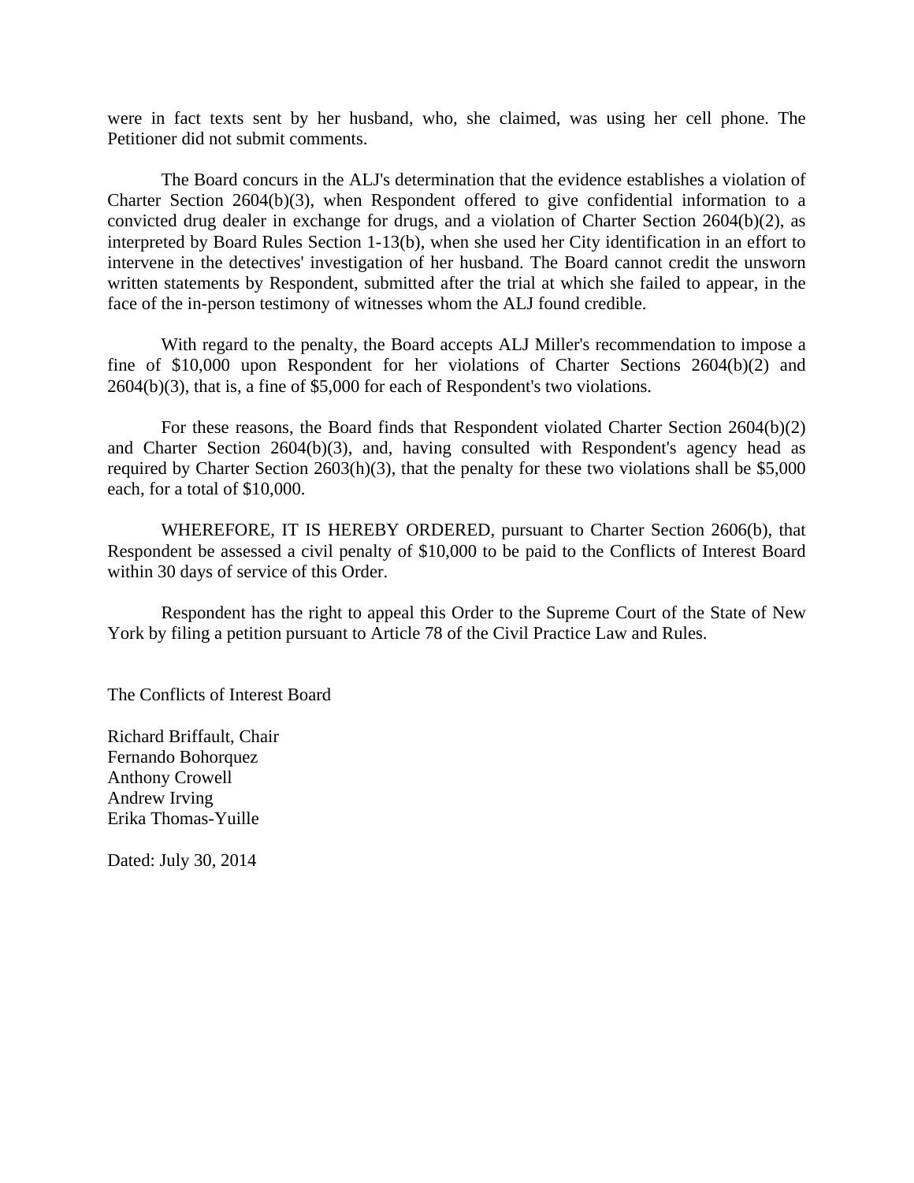were in fact texts sent by her husband, who, she claimed, was using her cell phone. The Petitioner did not submit comments.

The Board concurs in the ALJ's determination that the evidence establishes a violation of Charter Section 2604(b)(3), when Respondent offered to give confidential information to a convicted drug dealer in exchange for drugs, and a violation of Charter Section 2604(b)(2), as interpreted by Board Rules Section 1-13(b), when she used her City identification in an effort to intervene in the detectives' investigation of her husband. The Board cannot credit the unsworn written statements by Respondent, submitted after the trial at which she failed to appear, in the face of the in-person testimony of witnesses whom the ALJ found credible.

With regard to the penalty, the Board accepts ALJ Miller's recommendation to impose a fine of $10,000 upon Respondent for her violations of Charter Sections 2604(b)(2) and 2604(b)(3), that is, a fine of $5,000 for each of Respondent's two violations.

For these reasons, the Board finds that Respondent violated Charter Section 2604(b)(2) and Charter Section 2604(b)(3), and, having consulted with Respondent's agency head as required by Charter Section 2603(h)(3), that the penalty for these two violations shall be $5,000 each, for a total of $10,000.

WHEREFORE, IT IS HEREBY ORDERED, pursuant to Charter Section 2606(b), that Respondent be assessed a civil penalty of $10,000 to be paid to the Conflicts of Interest Board within 30 days of service of this Order.

Respondent has the right to appeal this Order to the Supreme Court of the State of New York by filing a petition pursuant to Article 78 of the Civil Practice Law and Rules.

The Conflicts of Interest Board

Richard Briffault, Chair
Fernando Bohorquez
Anthony Crowell
Andrew Irving
Erika Thomas-Yuille

Dated: July 30, 2014